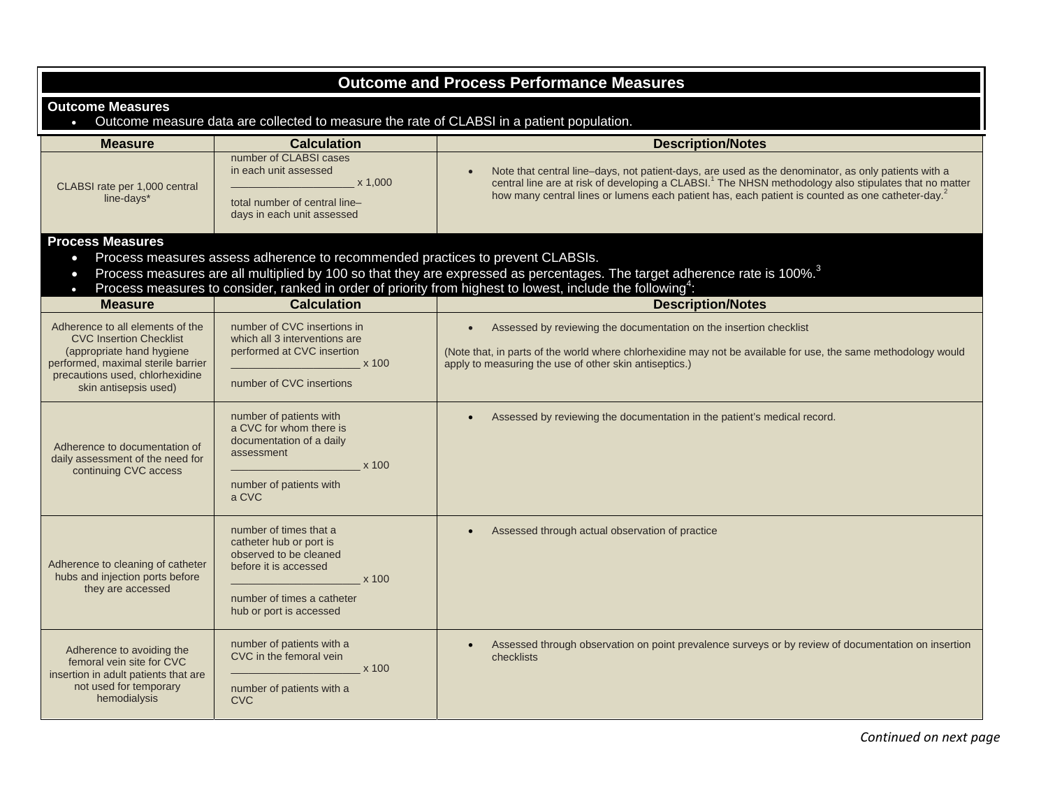# Outcome and Process Performance Measures

## Outcome Measures

- Outcome measure data are collected to measure the rate of CLABSI in a patient population.

| Measure | Calculation | Description/Notes |
| --- | --- | --- |
| CLABSI rate per 1,000 central line-days* | $\frac{\text{number of CLABSI cases in each unit assessed}}{\text{total number of central line–days in each unit assessed}} \times 1{,}000$ | • Note that central line–days, not patient-days, are used as the denominator, as only patients with a central line are at risk of developing a CLABSI.[1] The NHSN methodology also stipulates that no matter how many central lines or lumens each patient has, each patient is counted as one catheter-day.[2] |

## Process Measures

- Process measures assess adherence to recommended practices to prevent CLABSIs.
- Process measures are all multiplied by 100 so that they are expressed as percentages. The target adherence rate is 100%.[3]
- Process measures to consider, ranked in order of priority from highest to lowest, include the following[4]:

| Measure | Calculation | Description/Notes |
| --- | --- | --- |
| Adherence to all elements of the CVC Insertion Checklist (appropriate hand hygiene performed, maximal sterile barrier precautions used, chlorhexidine skin antisepsis used) | $\frac{\text{number of CVC insertions in which all 3 interventions are performed at CVC insertion}}{\text{number of CVC insertions}} \times 100$ | • Assessed by reviewing the documentation on the insertion checklist<br><br>(Note that, in parts of the world where chlorhexidine may not be available for use, the same methodology would apply to measuring the use of other skin antiseptics.) |
| Adherence to documentation of daily assessment of the need for continuing CVC access | $\frac{\text{number of patients with a CVC for whom there is documentation of a daily assessment}}{\text{number of patients with a CVC}} \times 100$ | • Assessed by reviewing the documentation in the patient's medical record. |
| Adherence to cleaning of catheter hubs and injection ports before they are accessed | $\frac{\text{number of times that a catheter hub or port is observed to be cleaned before it is accessed}}{\text{number of times a catheter hub or port is accessed}} \times 100$ | • Assessed through actual observation of practice |
| Adherence to avoiding the femoral vein site for CVC insertion in adult patients that are not used for temporary hemodialysis | $\frac{\text{number of patients with a CVC in the femoral vein}}{\text{number of patients with a CVC}} \times 100$ | • Assessed through observation on point prevalence surveys or by review of documentation on insertion checklists |

*Continued on next page*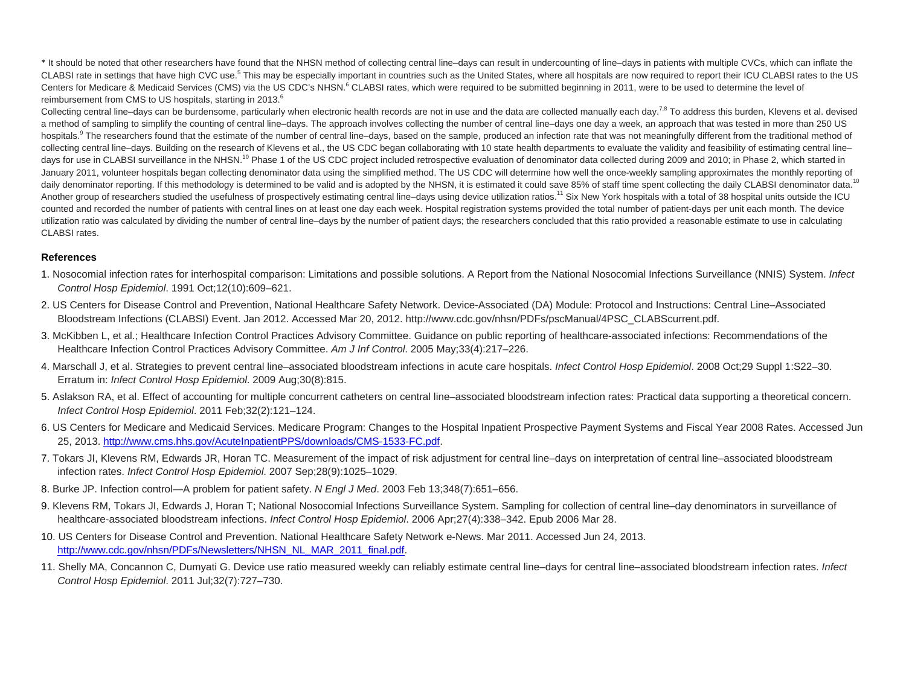\* It should be noted that other researchers have found that the NHSN method of collecting central line–days can result in undercounting of line–days in patients with multiple CVCs, which can inflate the CLABSI rate in settings that have high CVC use.[5] This may be especially important in countries such as the United States, where all hospitals are now required to report their ICU CLABSI rates to the US Centers for Medicare & Medicaid Services (CMS) via the US CDC's NHSN.[6] CLABSI rates, which were required to be submitted beginning in 2011, were to be used to determine the level of reimbursement from CMS to US hospitals, starting in 2013.[6]

Collecting central line–days can be burdensome, particularly when electronic health records are not in use and the data are collected manually each day.[7,8] To address this burden, Klevens et al. devised a method of sampling to simplify the counting of central line–days. The approach involves collecting the number of central line–days one day a week, an approach that was tested in more than 250 US hospitals.[9] The researchers found that the estimate of the number of central line–days, based on the sample, produced an infection rate that was not meaningfully different from the traditional method of collecting central line–days. Building on the research of Klevens et al., the US CDC began collaborating with 10 state health departments to evaluate the validity and feasibility of estimating central line–days for use in CLABSI surveillance in the NHSN.[10] Phase 1 of the US CDC project included retrospective evaluation of denominator data collected during 2009 and 2010; in Phase 2, which started in January 2011, volunteer hospitals began collecting denominator data using the simplified method. The US CDC will determine how well the once-weekly sampling approximates the monthly reporting of daily denominator reporting. If this methodology is determined to be valid and is adopted by the NHSN, it is estimated it could save 85% of staff time spent collecting the daily CLABSI denominator data.[10] Another group of researchers studied the usefulness of prospectively estimating central line–days using device utilization ratios.[11] Six New York hospitals with a total of 38 hospital units outside the ICU counted and recorded the number of patients with central lines on at least one day each week. Hospital registration systems provided the total number of patient-days per unit each month. The device utilization ratio was calculated by dividing the number of central line–days by the number of patient days; the researchers concluded that this ratio provided a reasonable estimate to use in calculating CLABSI rates.

**References**

1. Nosocomial infection rates for interhospital comparison: Limitations and possible solutions. A Report from the National Nosocomial Infections Surveillance (NNIS) System. *Infect Control Hosp Epidemiol*. 1991 Oct;12(10):609–621.
2. US Centers for Disease Control and Prevention, National Healthcare Safety Network. Device-Associated (DA) Module: Protocol and Instructions: Central Line–Associated Bloodstream Infections (CLABSI) Event. Jan 2012. Accessed Mar 20, 2012. http://www.cdc.gov/nhsn/PDFs/pscManual/4PSC_CLABScurrent.pdf.
3. McKibben L, et al.; Healthcare Infection Control Practices Advisory Committee. Guidance on public reporting of healthcare-associated infections: Recommendations of the Healthcare Infection Control Practices Advisory Committee. *Am J Inf Control*. 2005 May;33(4):217–226.
4. Marschall J, et al. Strategies to prevent central line–associated bloodstream infections in acute care hospitals. *Infect Control Hosp Epidemiol*. 2008 Oct;29 Suppl 1:S22–30. Erratum in: *Infect Control Hosp Epidemiol*. 2009 Aug;30(8):815.
5. Aslakson RA, et al. Effect of accounting for multiple concurrent catheters on central line–associated bloodstream infection rates: Practical data supporting a theoretical concern. *Infect Control Hosp Epidemiol*. 2011 Feb;32(2):121–124.
6. US Centers for Medicare and Medicaid Services. Medicare Program: Changes to the Hospital Inpatient Prospective Payment Systems and Fiscal Year 2008 Rates. Accessed Jun 25, 2013. http://www.cms.hhs.gov/AcuteInpatientPPS/downloads/CMS-1533-FC.pdf.
7. Tokars JI, Klevens RM, Edwards JR, Horan TC. Measurement of the impact of risk adjustment for central line–days on interpretation of central line–associated bloodstream infection rates. *Infect Control Hosp Epidemiol*. 2007 Sep;28(9):1025–1029.
8. Burke JP. Infection control—A problem for patient safety. *N Engl J Med*. 2003 Feb 13;348(7):651–656.
9. Klevens RM, Tokars JI, Edwards J, Horan T; National Nosocomial Infections Surveillance System. Sampling for collection of central line–day denominators in surveillance of healthcare-associated bloodstream infections. *Infect Control Hosp Epidemiol*. 2006 Apr;27(4):338–342. Epub 2006 Mar 28.
10. US Centers for Disease Control and Prevention. National Healthcare Safety Network e-News. Mar 2011. Accessed Jun 24, 2013. http://www.cdc.gov/nhsn/PDFs/Newsletters/NHSN_NL_MAR_2011_final.pdf.
11. Shelly MA, Concannon C, Dumyati G. Device use ratio measured weekly can reliably estimate central line–days for central line–associated bloodstream infection rates. *Infect Control Hosp Epidemiol*. 2011 Jul;32(7):727–730.